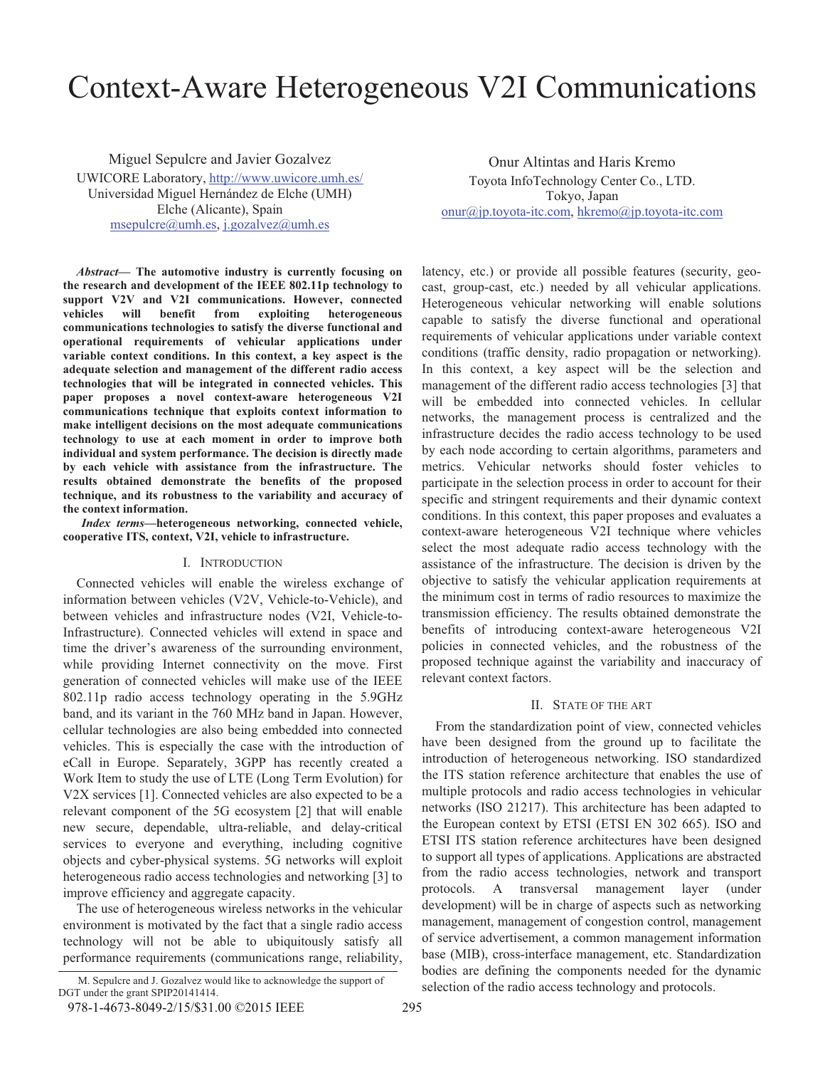# Context-Aware Heterogeneous V2I Communications

Miguel Sepulcre and Javier Gozalvez
UWICORE Laboratory, http://www.uwicore.umh.es/
Universidad Miguel Hernández de Elche (UMH)
Elche (Alicante), Spain
msepulcre@umh.es, j.gozalvez@umh.es

Onur Altintas and Haris Kremo
Toyota InfoTechnology Center Co., LTD.
Tokyo, Japan
onur@jp.toyota-itc.com, hkremo@jp.toyota-itc.com

***Abstract*— The automotive industry is currently focusing on the research and development of the IEEE 802.11p technology to support V2V and V2I communications. However, connected vehicles will benefit from exploiting heterogeneous communications technologies to satisfy the diverse functional and operational requirements of vehicular applications under variable context conditions. In this context, a key aspect is the adequate selection and management of the different radio access technologies that will be integrated in connected vehicles. This paper proposes a novel context-aware heterogeneous V2I communications technique that exploits context information to make intelligent decisions on the most adequate communications technology to use at each moment in order to improve both individual and system performance. The decision is directly made by each vehicle with assistance from the infrastructure. The results obtained demonstrate the benefits of the proposed technique, and its robustness to the variability and accuracy of the context information.**

***Index terms*—heterogeneous networking, connected vehicle, cooperative ITS, context, V2I, vehicle to infrastructure.**

## I. Introduction

Connected vehicles will enable the wireless exchange of information between vehicles (V2V, Vehicle-to-Vehicle), and between vehicles and infrastructure nodes (V2I, Vehicle-to-Infrastructure). Connected vehicles will extend in space and time the driver's awareness of the surrounding environment, while providing Internet connectivity on the move. First generation of connected vehicles will make use of the IEEE 802.11p radio access technology operating in the 5.9GHz band, and its variant in the 760 MHz band in Japan. However, cellular technologies are also being embedded into connected vehicles. This is especially the case with the introduction of eCall in Europe. Separately, 3GPP has recently created a Work Item to study the use of LTE (Long Term Evolution) for V2X services [1]. Connected vehicles are also expected to be a relevant component of the 5G ecosystem [2] that will enable new secure, dependable, ultra-reliable, and delay-critical services to everyone and everything, including cognitive objects and cyber-physical systems. 5G networks will exploit heterogeneous radio access technologies and networking [3] to improve efficiency and aggregate capacity.

The use of heterogeneous wireless networks in the vehicular environment is motivated by the fact that a single radio access technology will not be able to ubiquitously satisfy all performance requirements (communications range, reliability, latency, etc.) or provide all possible features (security, geo-cast, group-cast, etc.) needed by all vehicular applications. Heterogeneous vehicular networking will enable solutions capable to satisfy the diverse functional and operational requirements of vehicular applications under variable context conditions (traffic density, radio propagation or networking). In this context, a key aspect will be the selection and management of the different radio access technologies [3] that will be embedded into connected vehicles. In cellular networks, the management process is centralized and the infrastructure decides the radio access technology to be used by each node according to certain algorithms, parameters and metrics. Vehicular networks should foster vehicles to participate in the selection process in order to account for their specific and stringent requirements and their dynamic context conditions. In this context, this paper proposes and evaluates a context-aware heterogeneous V2I technique where vehicles select the most adequate radio access technology with the assistance of the infrastructure. The decision is driven by the objective to satisfy the vehicular application requirements at the minimum cost in terms of radio resources to maximize the transmission efficiency. The results obtained demonstrate the benefits of introducing context-aware heterogeneous V2I policies in connected vehicles, and the robustness of the proposed technique against the variability and inaccuracy of relevant context factors.

## II. State of the Art

From the standardization point of view, connected vehicles have been designed from the ground up to facilitate the introduction of heterogeneous networking. ISO standardized the ITS station reference architecture that enables the use of multiple protocols and radio access technologies in vehicular networks (ISO 21217). This architecture has been adapted to the European context by ETSI (ETSI EN 302 665). ISO and ETSI ITS station reference architectures have been designed to support all types of applications. Applications are abstracted from the radio access technologies, network and transport protocols. A transversal management layer (under development) will be in charge of aspects such as networking management, management of congestion control, management of service advertisement, a common management information base (MIB), cross-interface management, etc. Standardization bodies are defining the components needed for the dynamic selection of the radio access technology and protocols.

M. Sepulcre and J. Gozalvez would like to acknowledge the support of DGT under the grant SPIP20141414.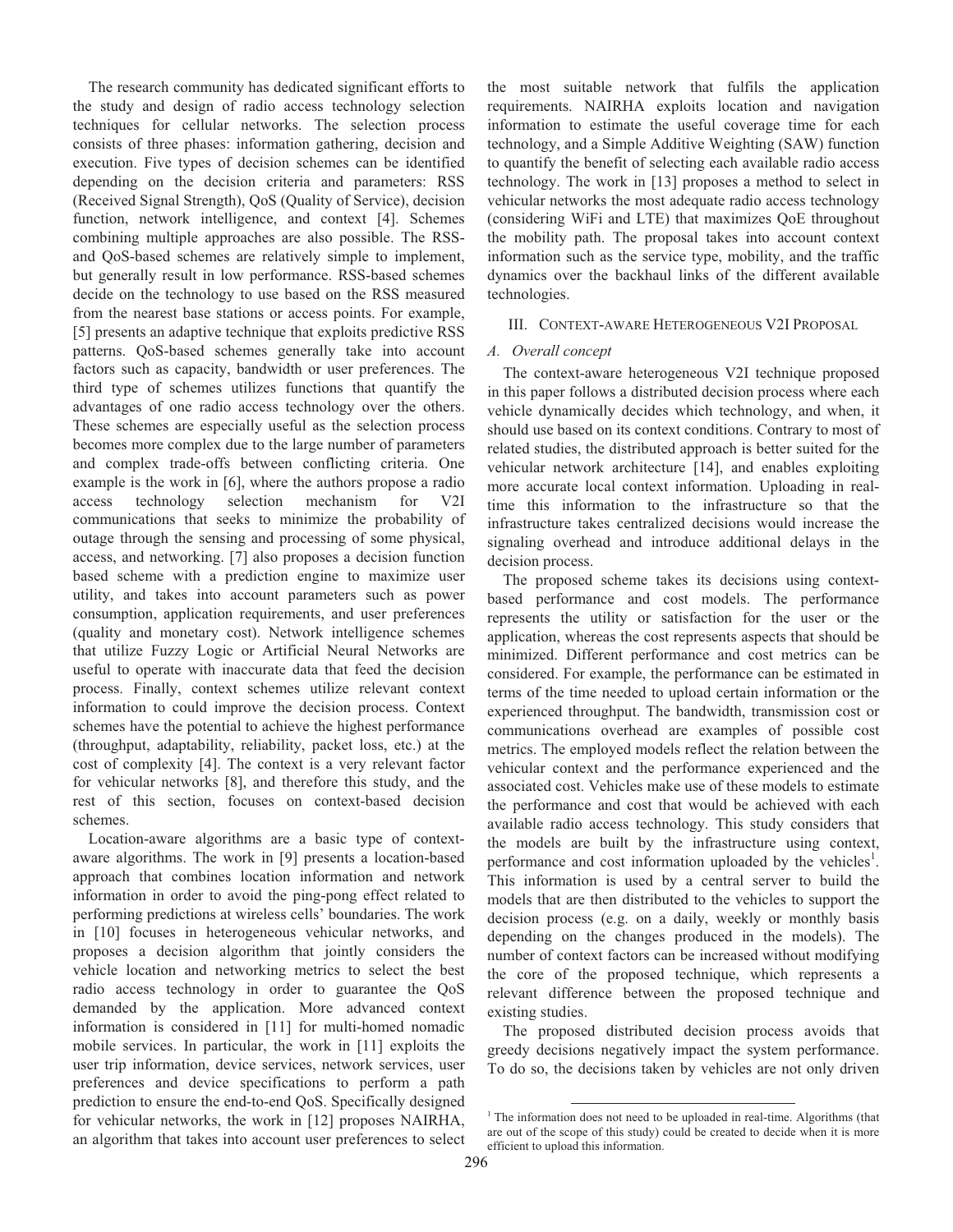The research community has dedicated significant efforts to the study and design of radio access technology selection techniques for cellular networks. The selection process consists of three phases: information gathering, decision and execution. Five types of decision schemes can be identified depending on the decision criteria and parameters: RSS (Received Signal Strength), QoS (Quality of Service), decision function, network intelligence, and context [4]. Schemes combining multiple approaches are also possible. The RSS- and QoS-based schemes are relatively simple to implement, but generally result in low performance. RSS-based schemes decide on the technology to use based on the RSS measured from the nearest base stations or access points. For example, [5] presents an adaptive technique that exploits predictive RSS patterns. QoS-based schemes generally take into account factors such as capacity, bandwidth or user preferences. The third type of schemes utilizes functions that quantify the advantages of one radio access technology over the others. These schemes are especially useful as the selection process becomes more complex due to the large number of parameters and complex trade-offs between conflicting criteria. One example is the work in [6], where the authors propose a radio access technology selection mechanism for V2I communications that seeks to minimize the probability of outage through the sensing and processing of some physical, access, and networking. [7] also proposes a decision function based scheme with a prediction engine to maximize user utility, and takes into account parameters such as power consumption, application requirements, and user preferences (quality and monetary cost). Network intelligence schemes that utilize Fuzzy Logic or Artificial Neural Networks are useful to operate with inaccurate data that feed the decision process. Finally, context schemes utilize relevant context information to could improve the decision process. Context schemes have the potential to achieve the highest performance (throughput, adaptability, reliability, packet loss, etc.) at the cost of complexity [4]. The context is a very relevant factor for vehicular networks [8], and therefore this study, and the rest of this section, focuses on context-based decision schemes.

Location-aware algorithms are a basic type of context-aware algorithms. The work in [9] presents a location-based approach that combines location information and network information in order to avoid the ping-pong effect related to performing predictions at wireless cells' boundaries. The work in [10] focuses in heterogeneous vehicular networks, and proposes a decision algorithm that jointly considers the vehicle location and networking metrics to select the best radio access technology in order to guarantee the QoS demanded by the application. More advanced context information is considered in [11] for multi-homed nomadic mobile services. In particular, the work in [11] exploits the user trip information, device services, network services, user preferences and device specifications to perform a path prediction to ensure the end-to-end QoS. Specifically designed for vehicular networks, the work in [12] proposes NAIRHA, an algorithm that takes into account user preferences to select the most suitable network that fulfils the application requirements. NAIRHA exploits location and navigation information to estimate the useful coverage time for each technology, and a Simple Additive Weighting (SAW) function to quantify the benefit of selecting each available radio access technology. The work in [13] proposes a method to select in vehicular networks the most adequate radio access technology (considering WiFi and LTE) that maximizes QoE throughout the mobility path. The proposal takes into account context information such as the service type, mobility, and the traffic dynamics over the backhaul links of the different available technologies.

## III. Context-aware Heterogeneous V2I Proposal

### A. Overall concept

The context-aware heterogeneous V2I technique proposed in this paper follows a distributed decision process where each vehicle dynamically decides which technology, and when, it should use based on its context conditions. Contrary to most of related studies, the distributed approach is better suited for the vehicular network architecture [14], and enables exploiting more accurate local context information. Uploading in real-time this information to the infrastructure so that the infrastructure takes centralized decisions would increase the signaling overhead and introduce additional delays in the decision process.

The proposed scheme takes its decisions using context-based performance and cost models. The performance represents the utility or satisfaction for the user or the application, whereas the cost represents aspects that should be minimized. Different performance and cost metrics can be considered. For example, the performance can be estimated in terms of the time needed to upload certain information or the experienced throughput. The bandwidth, transmission cost or communications overhead are examples of possible cost metrics. The employed models reflect the relation between the vehicular context and the performance experienced and the associated cost. Vehicles make use of these models to estimate the performance and cost that would be achieved with each available radio access technology. This study considers that the models are built by the infrastructure using context, performance and cost information uploaded by the vehicles[1]. This information is used by a central server to build the models that are then distributed to the vehicles to support the decision process (e.g. on a daily, weekly or monthly basis depending on the changes produced in the models). The number of context factors can be increased without modifying the core of the proposed technique, which represents a relevant difference between the proposed technique and existing studies.

The proposed distributed decision process avoids that greedy decisions negatively impact the system performance. To do so, the decisions taken by vehicles are not only driven

[1] The information does not need to be uploaded in real-time. Algorithms (that are out of the scope of this study) could be created to decide when it is more efficient to upload this information.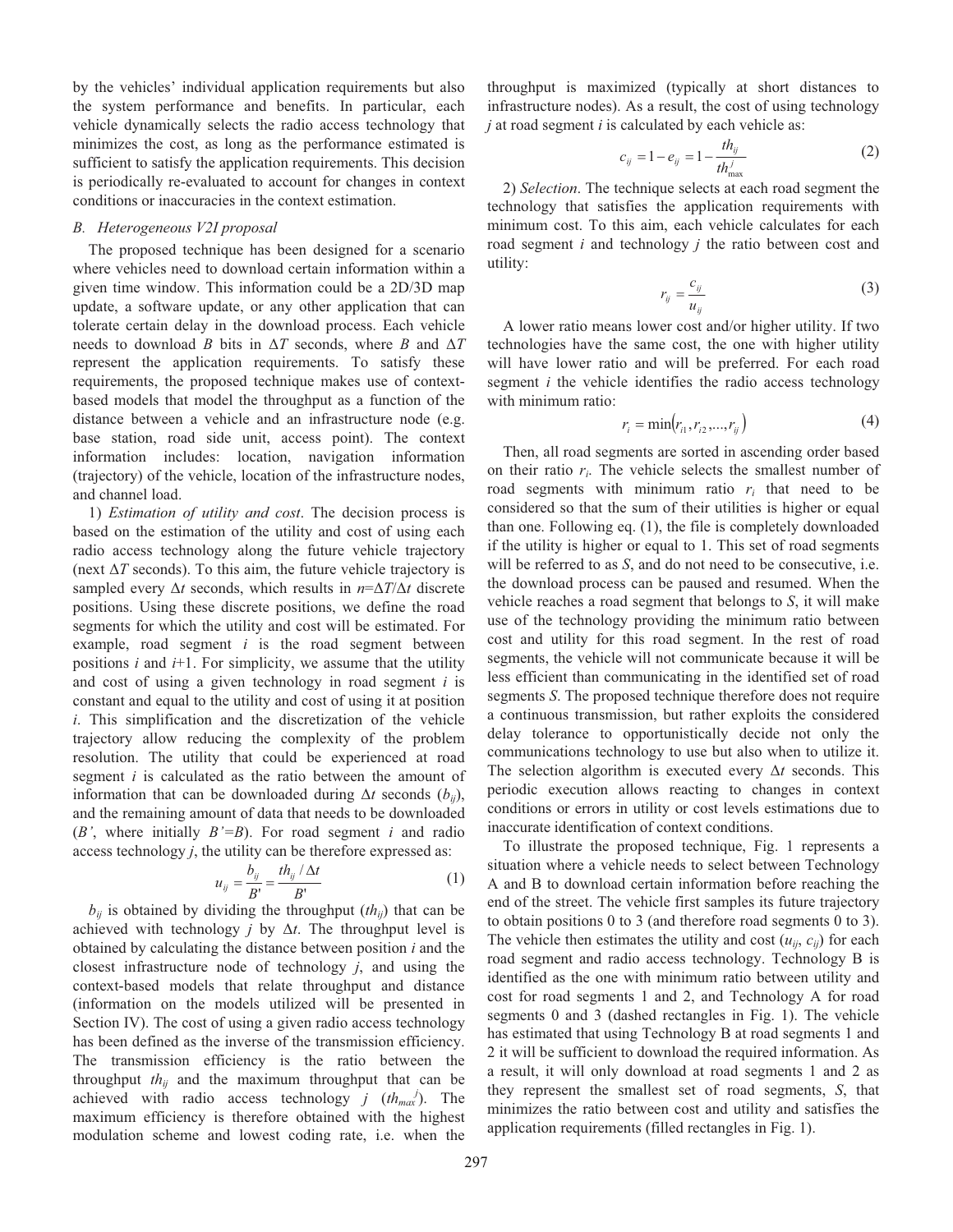by the vehicles' individual application requirements but also the system performance and benefits. In particular, each vehicle dynamically selects the radio access technology that minimizes the cost, as long as the performance estimated is sufficient to satisfy the application requirements. This decision is periodically re-evaluated to account for changes in context conditions or inaccuracies in the context estimation.

### *B. Heterogeneous V2I proposal*

The proposed technique has been designed for a scenario where vehicles need to download certain information within a given time window. This information could be a 2D/3D map update, a software update, or any other application that can tolerate certain delay in the download process. Each vehicle needs to download $B$ bits in $\Delta T$ seconds, where $B$ and $\Delta T$ represent the application requirements. To satisfy these requirements, the proposed technique makes use of context-based models that model the throughput as a function of the distance between a vehicle and an infrastructure node (e.g. base station, road side unit, access point). The context information includes: location, navigation information (trajectory) of the vehicle, location of the infrastructure nodes, and channel load.

1) *Estimation of utility and cost*. The decision process is based on the estimation of the utility and cost of using each radio access technology along the future vehicle trajectory (next $\Delta T$ seconds). To this aim, the future vehicle trajectory is sampled every $\Delta t$ seconds, which results in $n=\Delta T/\Delta t$ discrete positions. Using these discrete positions, we define the road segments for which the utility and cost will be estimated. For example, road segment $i$ is the road segment between positions $i$ and $i+1$. For simplicity, we assume that the utility and cost of using a given technology in road segment $i$ is constant and equal to the utility and cost of using it at position $i$. This simplification and the discretization of the vehicle trajectory allow reducing the complexity of the problem resolution. The utility that could be experienced at road segment $i$ is calculated as the ratio between the amount of information that can be downloaded during $\Delta t$ seconds ($b_{ij}$), and the remaining amount of data that needs to be downloaded ($B'$, where initially $B'=B$). For road segment $i$ and radio access technology $j$, the utility can be therefore expressed as:

$$u_{ij} = \frac{b_{ij}}{B'} = \frac{th_{ij}/\Delta t}{B'} \tag{1}$$

$b_{ij}$ is obtained by dividing the throughput ($th_{ij}$) that can be achieved with technology $j$ by $\Delta t$. The throughput level is obtained by calculating the distance between position $i$ and the closest infrastructure node of technology $j$, and using the context-based models that relate throughput and distance (information on the models utilized will be presented in Section IV). The cost of using a given radio access technology has been defined as the inverse of the transmission efficiency. The transmission efficiency is the ratio between the throughput $th_{ij}$ and the maximum throughput that can be achieved with radio access technology $j$ ($th_{max}^j$). The maximum efficiency is therefore obtained with the highest modulation scheme and lowest coding rate, i.e. when the throughput is maximized (typically at short distances to infrastructure nodes). As a result, the cost of using technology $j$ at road segment $i$ is calculated by each vehicle as:

$$c_{ij} = 1 - e_{ij} = 1 - \frac{th_{ij}}{th_{max}^j} \tag{2}$$

2) *Selection*. The technique selects at each road segment the technology that satisfies the application requirements with minimum cost. To this aim, each vehicle calculates for each road segment $i$ and technology $j$ the ratio between cost and utility:

$$r_{ij} = \frac{c_{ij}}{u_{ij}} \tag{3}$$

A lower ratio means lower cost and/or higher utility. If two technologies have the same cost, the one with higher utility will have lower ratio and will be preferred. For each road segment $i$ the vehicle identifies the radio access technology with minimum ratio:

$$r_i = \min\left(r_{i1}, r_{i2}, \ldots, r_{ij}\right) \tag{4}$$

Then, all road segments are sorted in ascending order based on their ratio $r_i$. The vehicle selects the smallest number of road segments with minimum ratio $r_i$ that need to be considered so that the sum of their utilities is higher or equal than one. Following eq. (1), the file is completely downloaded if the utility is higher or equal to 1. This set of road segments will be referred to as $S$, and do not need to be consecutive, i.e. the download process can be paused and resumed. When the vehicle reaches a road segment that belongs to $S$, it will make use of the technology providing the minimum ratio between cost and utility for this road segment. In the rest of road segments, the vehicle will not communicate because it will be less efficient than communicating in the identified set of road segments $S$. The proposed technique therefore does not require a continuous transmission, but rather exploits the considered delay tolerance to opportunistically decide not only the communications technology to use but also when to utilize it. The selection algorithm is executed every $\Delta t$ seconds. This periodic execution allows reacting to changes in context conditions or errors in utility or cost levels estimations due to inaccurate identification of context conditions.

To illustrate the proposed technique, Fig. 1 represents a situation where a vehicle needs to select between Technology A and B to download certain information before reaching the end of the street. The vehicle first samples its future trajectory to obtain positions 0 to 3 (and therefore road segments 0 to 3). The vehicle then estimates the utility and cost ($u_{ij}$, $c_{ij}$) for each road segment and radio access technology. Technology B is identified as the one with minimum ratio between utility and cost for road segments 1 and 2, and Technology A for road segments 0 and 3 (dashed rectangles in Fig. 1). The vehicle has estimated that using Technology B at road segments 1 and 2 it will be sufficient to download the required information. As a result, it will only download at road segments 1 and 2 as they represent the smallest set of road segments, $S$, that minimizes the ratio between cost and utility and satisfies the application requirements (filled rectangles in Fig. 1).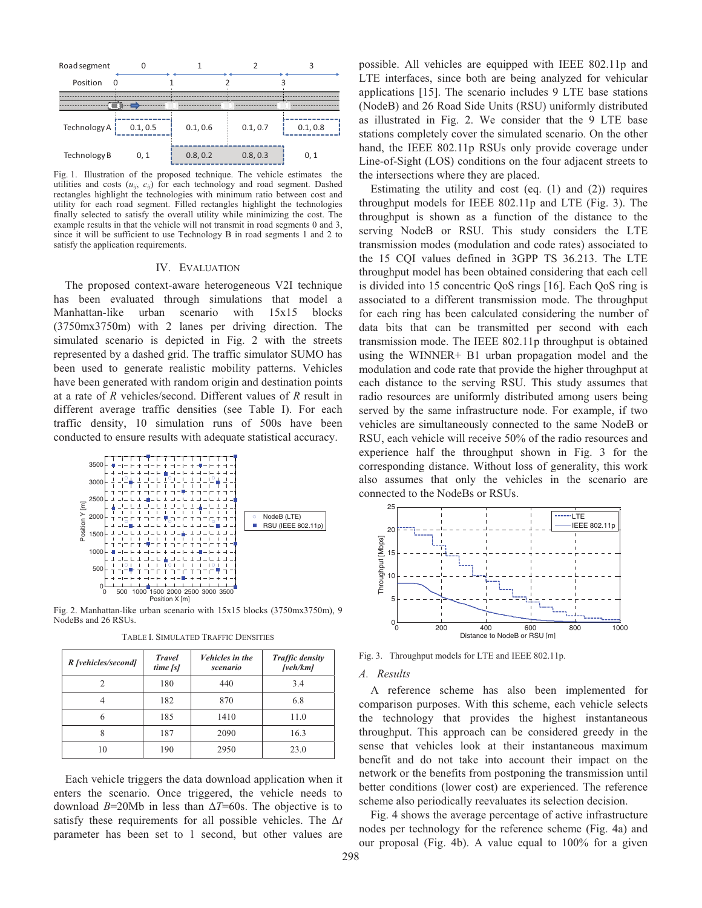Fig. 1. Illustration of the proposed technique. The vehicle estimates the utilities and costs ($u_{ij}$, $c_{ij}$) for each technology and road segment. Dashed rectangles highlight the technologies with minimum ratio between cost and utility for each road segment. Filled rectangles highlight the technologies finally selected to satisfy the overall utility while minimizing the cost. The example results in that the vehicle will not transmit in road segments 0 and 3, since it will be sufficient to use Technology B in road segments 1 and 2 to satisfy the application requirements.

## IV. Evaluation

The proposed context-aware heterogeneous V2I technique has been evaluated through simulations that model a Manhattan-like urban scenario with 15x15 blocks (3750mx3750m) with 2 lanes per driving direction. The simulated scenario is depicted in Fig. 2 with the streets represented by a dashed grid. The traffic simulator SUMO has been used to generate realistic mobility patterns. Vehicles have been generated with random origin and destination points at a rate of $R$ vehicles/second. Different values of $R$ result in different average traffic densities (see Table I). For each traffic density, 10 simulation runs of 500s have been conducted to ensure results with adequate statistical accuracy.

Fig. 2. Manhattan-like urban scenario with 15x15 blocks (3750mx3750m), 9 NodeBs and 26 RSUs.

TABLE I. Simulated Traffic Densities

| *R [vehicles/second]* | *Travel time [s]* | *Vehicles in the scenario* | *Traffic density [veh/km]* |
|---|---|---|---|
| 2 | 180 | 440 | 3.4 |
| 4 | 182 | 870 | 6.8 |
| 6 | 185 | 1410 | 11.0 |
| 8 | 187 | 2090 | 16.3 |
| 10 | 190 | 2950 | 23.0 |

Each vehicle triggers the data download application when it enters the scenario. Once triggered, the vehicle needs to download $B$=20Mb in less than $\Delta T$=60s. The objective is to satisfy these requirements for all possible vehicles. The $\Delta t$ parameter has been set to 1 second, but other values are possible. All vehicles are equipped with IEEE 802.11p and LTE interfaces, since both are being analyzed for vehicular applications [15]. The scenario includes 9 LTE base stations (NodeB) and 26 Road Side Units (RSU) uniformly distributed as illustrated in Fig. 2. We consider that the 9 LTE base stations completely cover the simulated scenario. On the other hand, the IEEE 802.11p RSUs only provide coverage under Line-of-Sight (LOS) conditions on the four adjacent streets to the intersections where they are placed.

Estimating the utility and cost (eq. (1) and (2)) requires throughput models for IEEE 802.11p and LTE (Fig. 3). The throughput is shown as a function of the distance to the serving NodeB or RSU. This study considers the LTE transmission modes (modulation and code rates) associated to the 15 CQI values defined in 3GPP TS 36.213. The LTE throughput model has been obtained considering that each cell is divided into 15 concentric QoS rings [16]. Each QoS ring is associated to a different transmission mode. The throughput for each ring has been calculated considering the number of data bits that can be transmitted per second with each transmission mode. The IEEE 802.11p throughput is obtained using the WINNER+ B1 urban propagation model and the modulation and code rate that provide the higher throughput at each distance to the serving RSU. This study assumes that radio resources are uniformly distributed among users being served by the same infrastructure node. For example, if two vehicles are simultaneously connected to the same NodeB or RSU, each vehicle will receive 50% of the radio resources and experience half the throughput shown in Fig. 3 for the corresponding distance. Without loss of generality, this work also assumes that only the vehicles in the scenario are connected to the NodeBs or RSUs.

Fig. 3. Throughput models for LTE and IEEE 802.11p.

### A. Results

A reference scheme has also been implemented for comparison purposes. With this scheme, each vehicle selects the technology that provides the highest instantaneous throughput. This approach can be considered greedy in the sense that vehicles look at their instantaneous maximum benefit and do not take into account their impact on the network or the benefits from postponing the transmission until better conditions (lower cost) are experienced. The reference scheme also periodically reevaluates its selection decision.

Fig. 4 shows the average percentage of active infrastructure nodes per technology for the reference scheme (Fig. 4a) and our proposal (Fig. 4b). A value equal to 100% for a given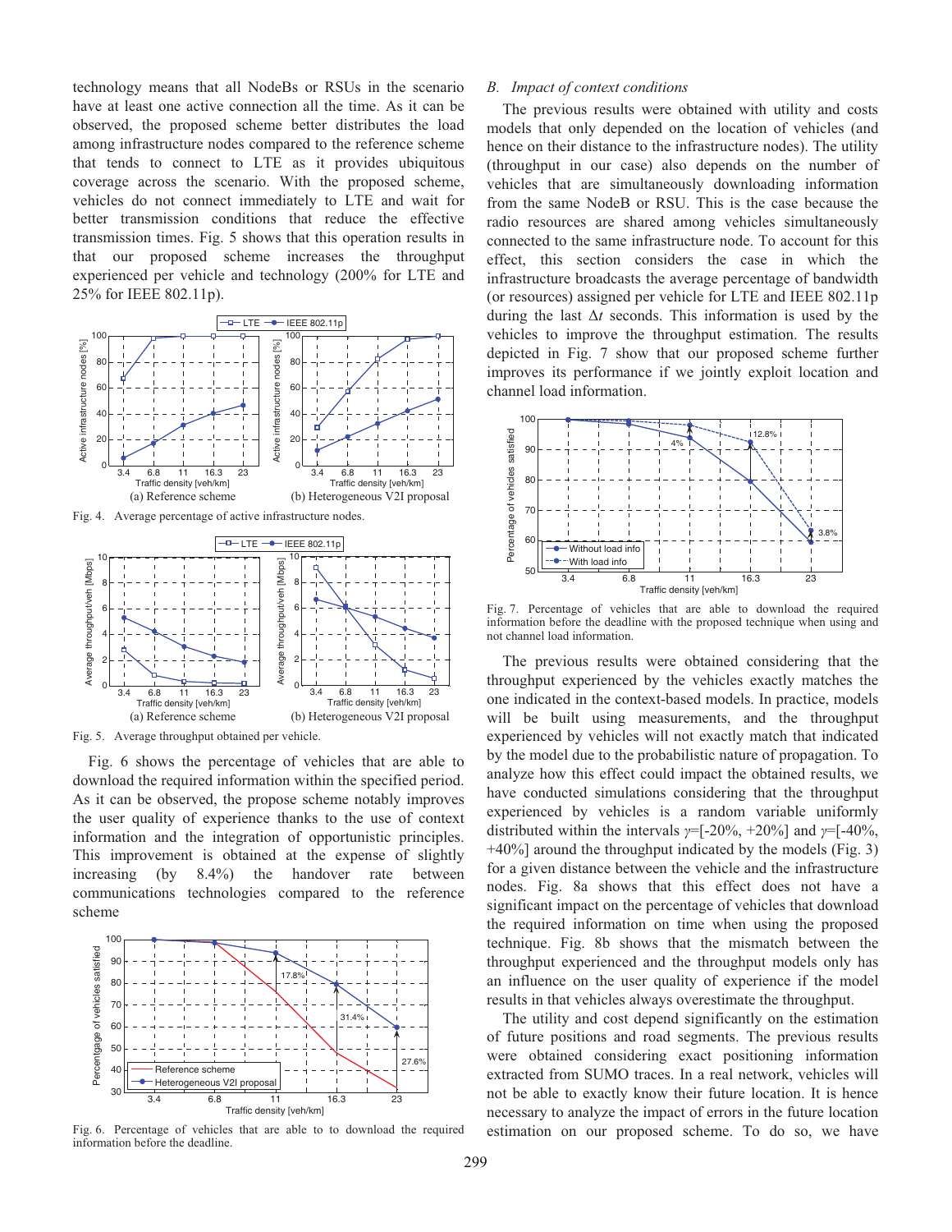technology means that all NodeBs or RSUs in the scenario have at least one active connection all the time. As it can be observed, the proposed scheme better distributes the load among infrastructure nodes compared to the reference scheme that tends to connect to LTE as it provides ubiquitous coverage across the scenario. With the proposed scheme, vehicles do not connect immediately to LTE and wait for better transmission conditions that reduce the effective transmission times. Fig. 5 shows that this operation results in that our proposed scheme increases the throughput experienced per vehicle and technology (200% for LTE and 25% for IEEE 802.11p).

(a) Reference scheme (b) Heterogeneous V2I proposal

Fig. 4. Average percentage of active infrastructure nodes.

(a) Reference scheme (b) Heterogeneous V2I proposal

Fig. 5. Average throughput obtained per vehicle.

Fig. 6 shows the percentage of vehicles that are able to download the required information within the specified period. As it can be observed, the propose scheme notably improves the user quality of experience thanks to the use of context information and the integration of opportunistic principles. This improvement is obtained at the expense of slightly increasing (by 8.4%) the handover rate between communications technologies compared to the reference scheme

Fig. 6. Percentage of vehicles that are able to to download the required information before the deadline.

## B. Impact of context conditions

The previous results were obtained with utility and costs models that only depended on the location of vehicles (and hence on their distance to the infrastructure nodes). The utility (throughput in our case) also depends on the number of vehicles that are simultaneously downloading information from the same NodeB or RSU. This is the case because the radio resources are shared among vehicles simultaneously connected to the same infrastructure node. To account for this effect, this section considers the case in which the infrastructure broadcasts the average percentage of bandwidth (or resources) assigned per vehicle for LTE and IEEE 802.11p during the last $\Delta t$ seconds. This information is used by the vehicles to improve the throughput estimation. The results depicted in Fig. 7 show that our proposed scheme further improves its performance if we jointly exploit location and channel load information.

Fig. 7. Percentage of vehicles that are able to download the required information before the deadline with the proposed technique when using and not channel load information.

The previous results were obtained considering that the throughput experienced by the vehicles exactly matches the one indicated in the context-based models. In practice, models will be built using measurements, and the throughput experienced by vehicles will not exactly match that indicated by the model due to the probabilistic nature of propagation. To analyze how this effect could impact the obtained results, we have conducted simulations considering that the throughput experienced by vehicles is a random variable uniformly distributed within the intervals $\gamma$=[-20%, +20%] and $\gamma$=[-40%, +40%] around the throughput indicated by the models (Fig. 3) for a given distance between the vehicle and the infrastructure nodes. Fig. 8a shows that this effect does not have a significant impact on the percentage of vehicles that download the required information on time when using the proposed technique. Fig. 8b shows that the mismatch between the throughput experienced and the throughput models only has an influence on the user quality of experience if the model results in that vehicles always overestimate the throughput.

The utility and cost depend significantly on the estimation of future positions and road segments. The previous results were obtained considering exact positioning information extracted from SUMO traces. In a real network, vehicles will not be able to exactly know their future location. It is hence necessary to analyze the impact of errors in the future location estimation on our proposed scheme. To do so, we have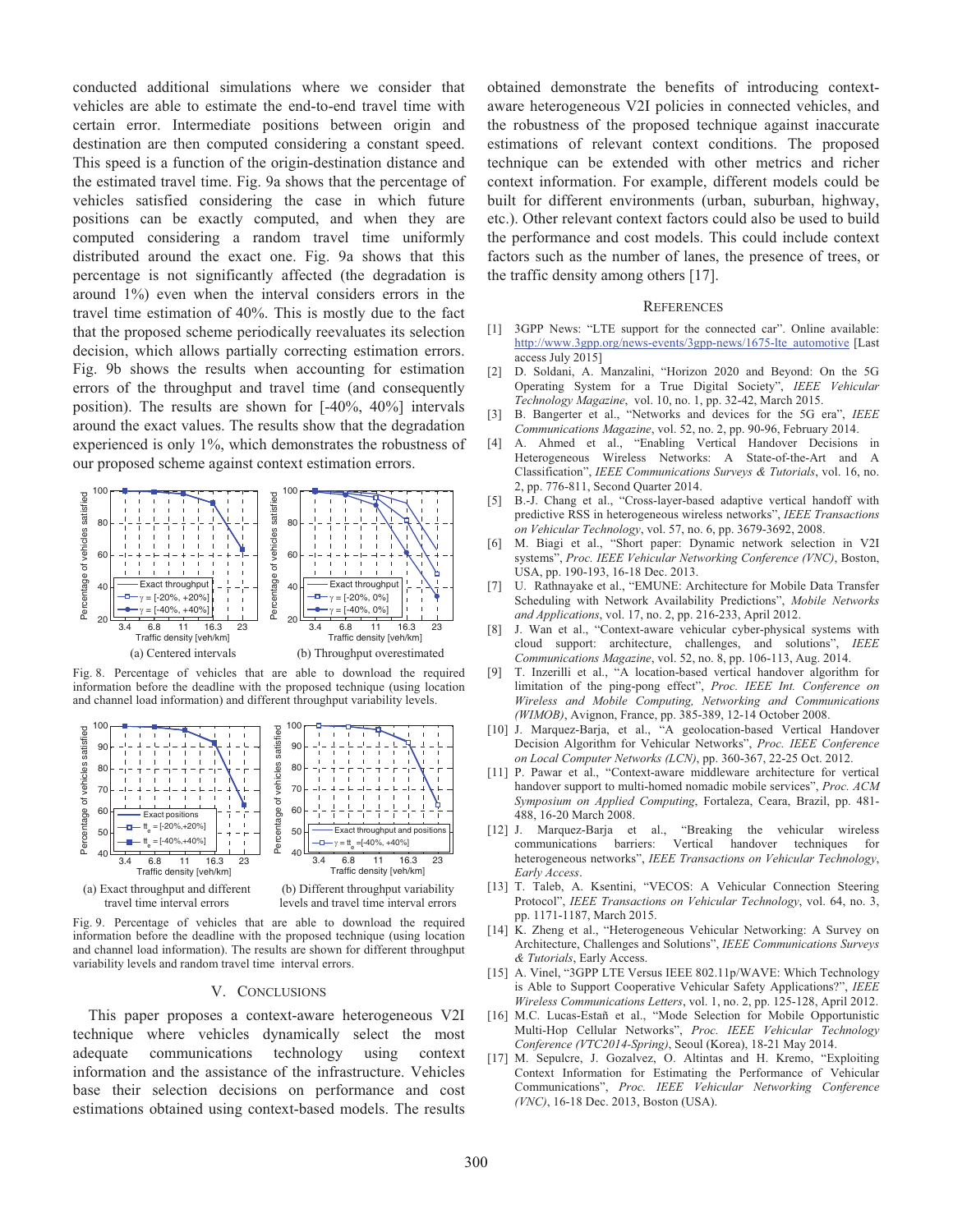conducted additional simulations where we consider that vehicles are able to estimate the end-to-end travel time with certain error. Intermediate positions between origin and destination are then computed considering a constant speed. This speed is a function of the origin-destination distance and the estimated travel time. Fig. 9a shows that the percentage of vehicles satisfied considering the case in which future positions can be exactly computed, and when they are computed considering a random travel time uniformly distributed around the exact one. Fig. 9a shows that this percentage is not significantly affected (the degradation is around 1%) even when the interval considers errors in the travel time estimation of 40%. This is mostly due to the fact that the proposed scheme periodically reevaluates its selection decision, which allows partially correcting estimation errors. Fig. 9b shows the results when accounting for estimation errors of the throughput and travel time (and consequently position). The results are shown for [-40%, 40%] intervals around the exact values. The results show that the degradation experienced is only 1%, which demonstrates the robustness of our proposed scheme against context estimation errors.

Percentage of vehicles satisfied
100
80
60
40
20
3.4 6.8 11 16.3 23
Traffic density [veh/km]
Exact throughput
γ = [-20%, +20%]
γ = [-40%, +40%]

(a) Centered intervals

Percentage of vehicles satisfied
100
80
60
40
20
3.4 6.8 11 16.3 23
Traffic density [veh/km]
Exact throughput
γ = [-20%, 0%]
γ = [-40%, 0%]

(b) Throughput overestimated

Fig. 8. Percentage of vehicles that are able to download the required information before the deadline with the proposed technique (using location and channel load information) and different throughput variability levels.

Percentage of vehicles satisfied
100
90
80
70
60
50
40
3.4 6.8 11 16.3 23
Traffic density [veh/km]
Exact positions
$tt_e$ = [-20%,+20%]
$tt_e$ = [-40%,+40%]

(a) Exact throughput and different travel time interval errors

Percentage of vehicles satisfied
100
90
80
70
60
50
40
3.4 6.8 11 16.3 23
Traffic density [veh/km]
Exact throughput and positions
γ = $tt_e$ =[-40%, +40%]

(b) Different throughput variability levels and travel time interval errors

Fig. 9. Percentage of vehicles that are able to download the required information before the deadline with the proposed technique (using location and channel load information). The results are shown for different throughput variability levels and random travel time interval errors.

## V. Conclusions

This paper proposes a context-aware heterogeneous V2I technique where vehicles dynamically select the most adequate communications technology using context information and the assistance of the infrastructure. Vehicles base their selection decisions on performance and cost estimations obtained using context-based models. The results obtained demonstrate the benefits of introducing context-aware heterogeneous V2I policies in connected vehicles, and the robustness of the proposed technique against inaccurate estimations of relevant context conditions. The proposed technique can be extended with other metrics and richer context information. For example, different models could be built for different environments (urban, suburban, highway, etc.). Other relevant context factors could also be used to build the performance and cost models. This could include context factors such as the number of lanes, the presence of trees, or the traffic density among others [17].

## References

[1] 3GPP News: "LTE support for the connected car". Online available: http://www.3gpp.org/news-events/3gpp-news/1675-lte_automotive [Last access July 2015]

[2] D. Soldani, A. Manzalini, "Horizon 2020 and Beyond: On the 5G Operating System for a True Digital Society", *IEEE Vehicular Technology Magazine*, vol. 10, no. 1, pp. 32-42, March 2015.

[3] B. Bangerter et al., "Networks and devices for the 5G era", *IEEE Communications Magazine*, vol. 52, no. 2, pp. 90-96, February 2014.

[4] A. Ahmed et al., "Enabling Vertical Handover Decisions in Heterogeneous Wireless Networks: A State-of-the-Art and A Classification", *IEEE Communications Surveys & Tutorials*, vol. 16, no. 2, pp. 776-811, Second Quarter 2014.

[5] B.-J. Chang et al., "Cross-layer-based adaptive vertical handoff with predictive RSS in heterogeneous wireless networks", *IEEE Transactions on Vehicular Technology*, vol. 57, no. 6, pp. 3679-3692, 2008.

[6] M. Biagi et al., "Short paper: Dynamic network selection in V2I systems", *Proc. IEEE Vehicular Networking Conference (VNC)*, Boston, USA, pp. 190-193, 16-18 Dec. 2013.

[7] U. Rathnayake et al., "EMUNE: Architecture for Mobile Data Transfer Scheduling with Network Availability Predictions", *Mobile Networks and Applications*, vol. 17, no. 2, pp. 216-233, April 2012.

[8] J. Wan et al., "Context-aware vehicular cyber-physical systems with cloud support: architecture, challenges, and solutions", *IEEE Communications Magazine*, vol. 52, no. 8, pp. 106-113, Aug. 2014.

[9] T. Inzerilli et al., "A location-based vertical handover algorithm for limitation of the ping-pong effect", *Proc. IEEE Int. Conference on Wireless and Mobile Computing, Networking and Communications (WIMOB)*, Avignon, France, pp. 385-389, 12-14 October 2008.

[10] J. Marquez-Barja, et al., "A geolocation-based Vertical Handover Decision Algorithm for Vehicular Networks", *Proc. IEEE Conference on Local Computer Networks (LCN)*, pp. 360-367, 22-25 Oct. 2012.

[11] P. Pawar et al., "Context-aware middleware architecture for vertical handover support to multi-homed nomadic mobile services", *Proc. ACM Symposium on Applied Computing*, Fortaleza, Ceara, Brazil, pp. 481-488, 16-20 March 2008.

[12] J. Marquez-Barja et al., "Breaking the vehicular wireless communications barriers: Vertical handover techniques for heterogeneous networks", *IEEE Transactions on Vehicular Technology*, *Early Access*.

[13] T. Taleb, A. Ksentini, "VECOS: A Vehicular Connection Steering Protocol", *IEEE Transactions on Vehicular Technology*, vol. 64, no. 3, pp. 1171-1187, March 2015.

[14] K. Zheng et al., "Heterogeneous Vehicular Networking: A Survey on Architecture, Challenges and Solutions", *IEEE Communications Surveys & Tutorials*, Early Access.

[15] A. Vinel, "3GPP LTE Versus IEEE 802.11p/WAVE: Which Technology is Able to Support Cooperative Vehicular Safety Applications?", *IEEE Wireless Communications Letters*, vol. 1, no. 2, pp. 125-128, April 2012.

[16] M.C. Lucas-Estañ et al., "Mode Selection for Mobile Opportunistic Multi-Hop Cellular Networks", *Proc. IEEE Vehicular Technology Conference (VTC2014-Spring)*, Seoul (Korea), 18-21 May 2014.

[17] M. Sepulcre, J. Gozalvez, O. Altintas and H. Kremo, "Exploiting Context Information for Estimating the Performance of Vehicular Communications", *Proc. IEEE Vehicular Networking Conference (VNC)*, 16-18 Dec. 2013, Boston (USA).